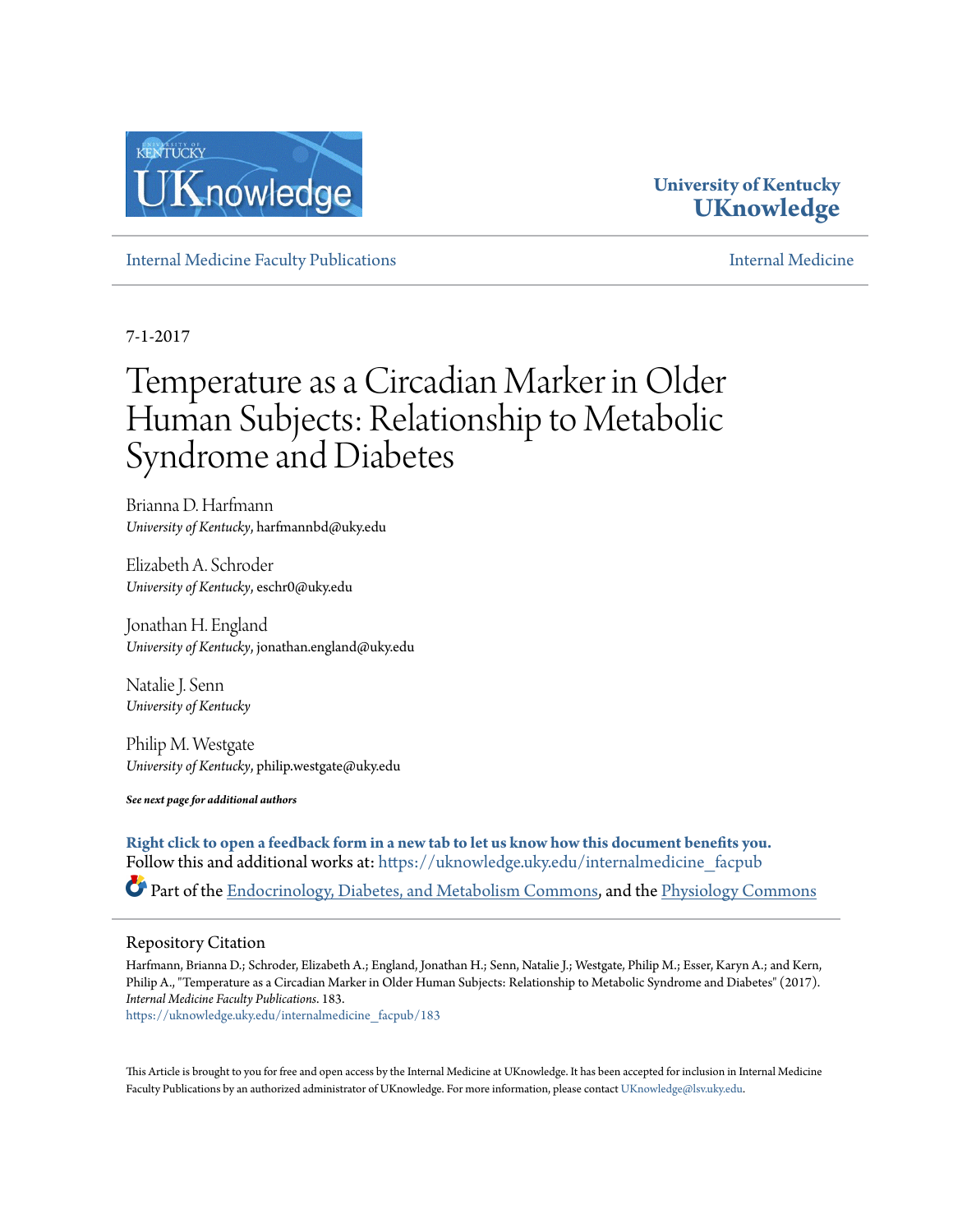University of Kentucky
**UKnowledge**

Internal Medicine Faculty Publications | Internal Medicine

7-1-2017

# Temperature as a Circadian Marker in Older Human Subjects: Relationship to Metabolic Syndrome and Diabetes

Brianna D. Harfmann
*University of Kentucky*, harfmannbd@uky.edu

Elizabeth A. Schroder
*University of Kentucky*, eschr0@uky.edu

Jonathan H. England
*University of Kentucky*, jonathan.england@uky.edu

Natalie J. Senn
*University of Kentucky*

Philip M. Westgate
*University of Kentucky*, philip.westgate@uky.edu

***See next page for additional authors***

**Right click to open a feedback form in a new tab to let us know how this document benefits you.**

Follow this and additional works at: https://uknowledge.uky.edu/internalmedicine_facpub

Part of the Endocrinology, Diabetes, and Metabolism Commons, and the Physiology Commons

## Repository Citation

Harfmann, Brianna D.; Schroder, Elizabeth A.; England, Jonathan H.; Senn, Natalie J.; Westgate, Philip M.; Esser, Karyn A.; and Kern, Philip A., "Temperature as a Circadian Marker in Older Human Subjects: Relationship to Metabolic Syndrome and Diabetes" (2017). *Internal Medicine Faculty Publications*. 183.
https://uknowledge.uky.edu/internalmedicine_facpub/183

This Article is brought to you for free and open access by the Internal Medicine at UKnowledge. It has been accepted for inclusion in Internal Medicine Faculty Publications by an authorized administrator of UKnowledge. For more information, please contact UKnowledge@lsv.uky.edu.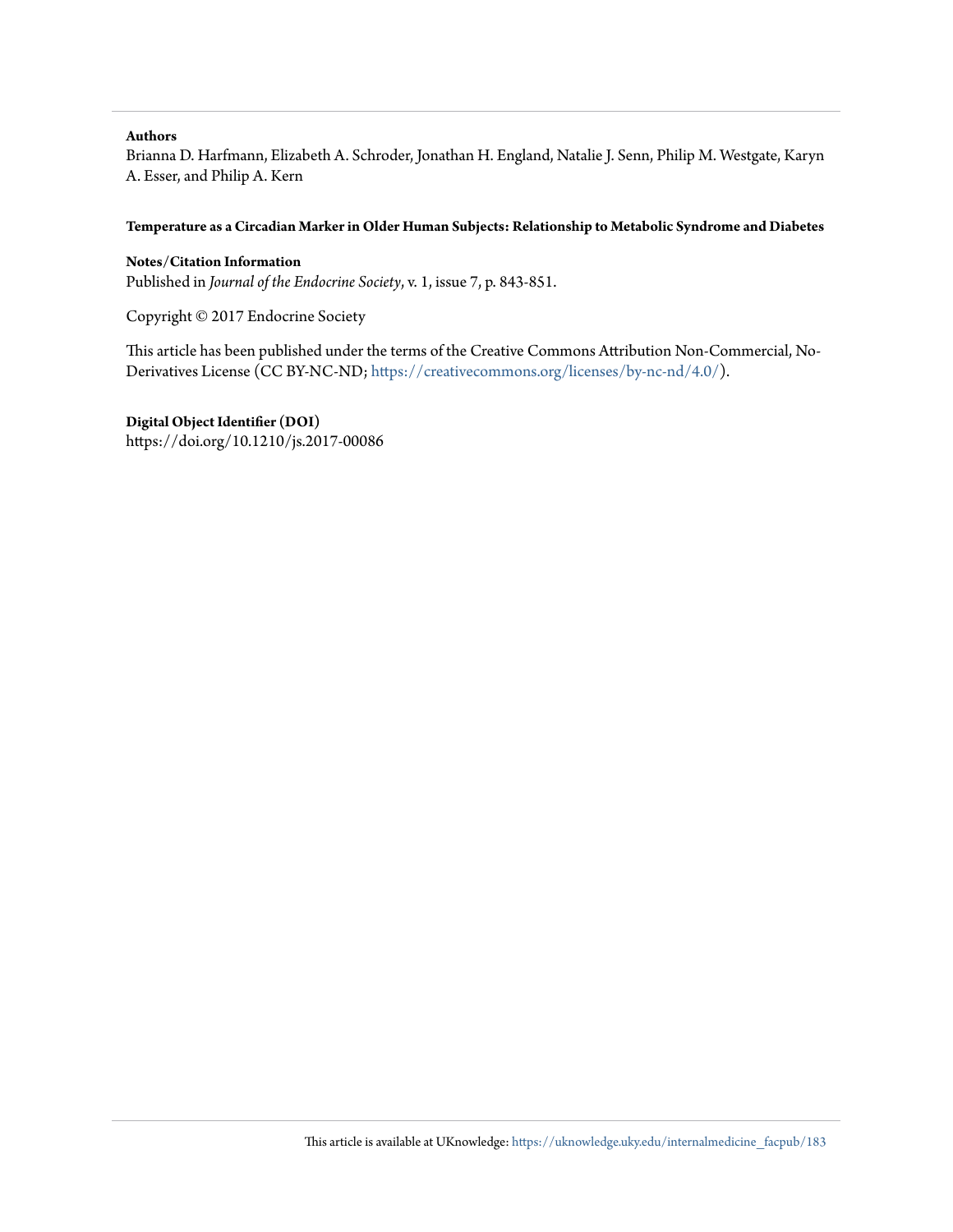**Authors**

Brianna D. Harfmann, Elizabeth A. Schroder, Jonathan H. England, Natalie J. Senn, Philip M. Westgate, Karyn A. Esser, and Philip A. Kern

**Temperature as a Circadian Marker in Older Human Subjects: Relationship to Metabolic Syndrome and Diabetes**

**Notes/Citation Information**

Published in *Journal of the Endocrine Society*, v. 1, issue 7, p. 843-851.

Copyright © 2017 Endocrine Society

This article has been published under the terms of the Creative Commons Attribution Non-Commercial, No-Derivatives License (CC BY-NC-ND; https://creativecommons.org/licenses/by-nc-nd/4.0/).

**Digital Object Identifier (DOI)**

https://doi.org/10.1210/js.2017-00086

This article is available at UKnowledge: https://uknowledge.uky.edu/internalmedicine_facpub/183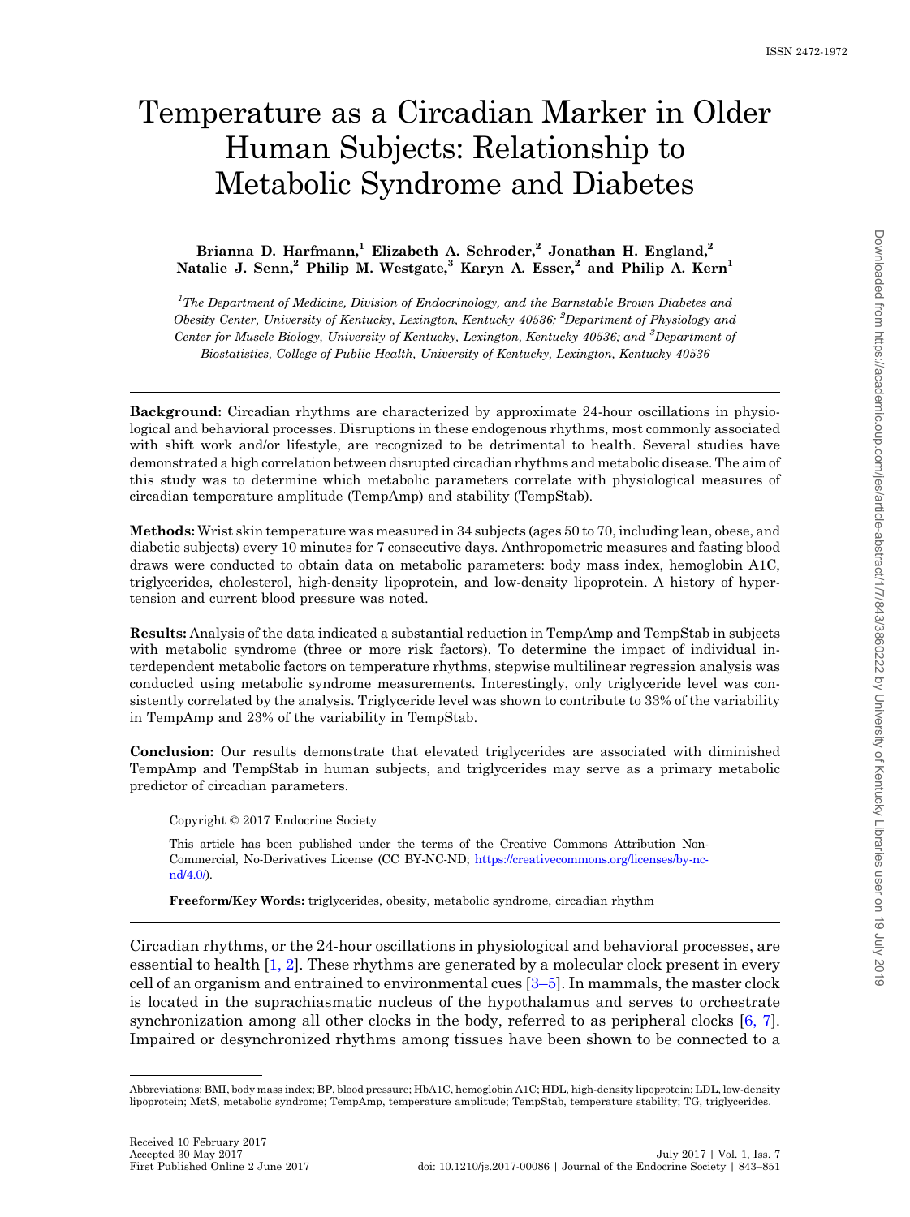# Temperature as a Circadian Marker in Older Human Subjects: Relationship to Metabolic Syndrome and Diabetes

**Brianna D. Harfmann,[1] Elizabeth A. Schroder,[2] Jonathan H. England,[2] Natalie J. Senn,[2] Philip M. Westgate,[3] Karyn A. Esser,[2] and Philip A. Kern[1]**

*[1]The Department of Medicine, Division of Endocrinology, and the Barnstable Brown Diabetes and Obesity Center, University of Kentucky, Lexington, Kentucky 40536; [2]Department of Physiology and Center for Muscle Biology, University of Kentucky, Lexington, Kentucky 40536; and [3]Department of Biostatistics, College of Public Health, University of Kentucky, Lexington, Kentucky 40536*

**Background:** Circadian rhythms are characterized by approximate 24-hour oscillations in physiological and behavioral processes. Disruptions in these endogenous rhythms, most commonly associated with shift work and/or lifestyle, are recognized to be detrimental to health. Several studies have demonstrated a high correlation between disrupted circadian rhythms and metabolic disease. The aim of this study was to determine which metabolic parameters correlate with physiological measures of circadian temperature amplitude (TempAmp) and stability (TempStab).

**Methods:** Wrist skin temperature was measured in 34 subjects (ages 50 to 70, including lean, obese, and diabetic subjects) every 10 minutes for 7 consecutive days. Anthropometric measures and fasting blood draws were conducted to obtain data on metabolic parameters: body mass index, hemoglobin A1C, triglycerides, cholesterol, high-density lipoprotein, and low-density lipoprotein. A history of hypertension and current blood pressure was noted.

**Results:** Analysis of the data indicated a substantial reduction in TempAmp and TempStab in subjects with metabolic syndrome (three or more risk factors). To determine the impact of individual interdependent metabolic factors on temperature rhythms, stepwise multilinear regression analysis was conducted using metabolic syndrome measurements. Interestingly, only triglyceride level was consistently correlated by the analysis. Triglyceride level was shown to contribute to 33% of the variability in TempAmp and 23% of the variability in TempStab.

**Conclusion:** Our results demonstrate that elevated triglycerides are associated with diminished TempAmp and TempStab in human subjects, and triglycerides may serve as a primary metabolic predictor of circadian parameters.

Copyright © 2017 Endocrine Society

This article has been published under the terms of the Creative Commons Attribution Non-Commercial, No-Derivatives License (CC BY-NC-ND; https://creativecommons.org/licenses/by-nc-nd/4.0/).

**Freeform/Key Words:** triglycerides, obesity, metabolic syndrome, circadian rhythm

Circadian rhythms, or the 24-hour oscillations in physiological and behavioral processes, are essential to health [1, 2]. These rhythms are generated by a molecular clock present in every cell of an organism and entrained to environmental cues [3–5]. In mammals, the master clock is located in the suprachiasmatic nucleus of the hypothalamus and serves to orchestrate synchronization among all other clocks in the body, referred to as peripheral clocks [6, 7]. Impaired or desynchronized rhythms among tissues have been shown to be connected to a

Abbreviations: BMI, body mass index; BP, blood pressure; HbA1C, hemoglobin A1C; HDL, high-density lipoprotein; LDL, low-density lipoprotein; MetS, metabolic syndrome; TempAmp, temperature amplitude; TempStab, temperature stability; TG, triglycerides.

Received 10 February 2017
Accepted 30 May 2017
First Published Online 2 June 2017

doi: 10.1210/js.2017-00086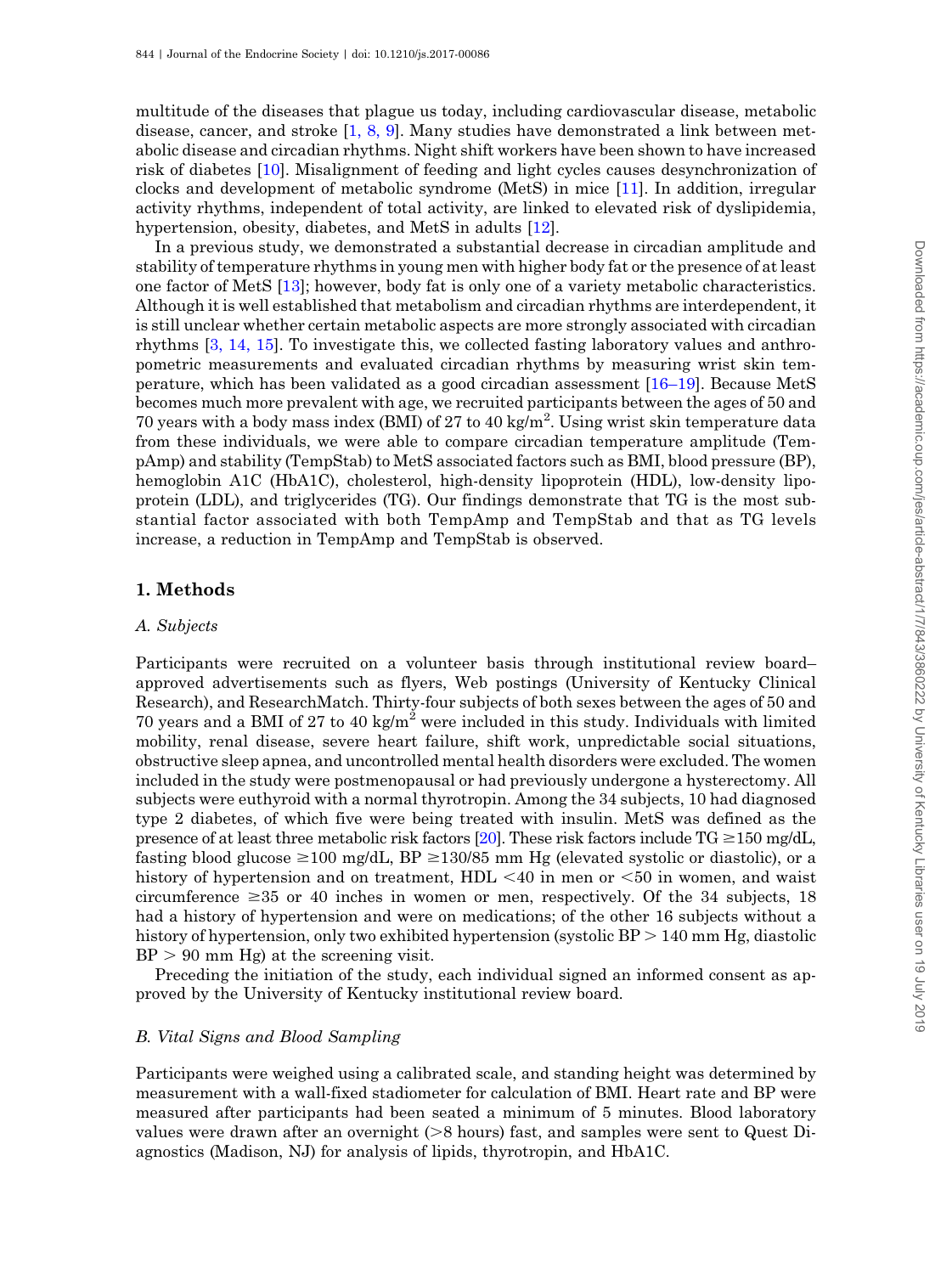multitude of the diseases that plague us today, including cardiovascular disease, metabolic disease, cancer, and stroke [1, 8, 9]. Many studies have demonstrated a link between metabolic disease and circadian rhythms. Night shift workers have been shown to have increased risk of diabetes [10]. Misalignment of feeding and light cycles causes desynchronization of clocks and development of metabolic syndrome (MetS) in mice [11]. In addition, irregular activity rhythms, independent of total activity, are linked to elevated risk of dyslipidemia, hypertension, obesity, diabetes, and MetS in adults [12].

In a previous study, we demonstrated a substantial decrease in circadian amplitude and stability of temperature rhythms in young men with higher body fat or the presence of at least one factor of MetS [13]; however, body fat is only one of a variety metabolic characteristics. Although it is well established that metabolism and circadian rhythms are interdependent, it is still unclear whether certain metabolic aspects are more strongly associated with circadian rhythms [3, 14, 15]. To investigate this, we collected fasting laboratory values and anthropometric measurements and evaluated circadian rhythms by measuring wrist skin temperature, which has been validated as a good circadian assessment [16–19]. Because MetS becomes much more prevalent with age, we recruited participants between the ages of 50 and 70 years with a body mass index (BMI) of 27 to 40 kg/m$^2$. Using wrist skin temperature data from these individuals, we were able to compare circadian temperature amplitude (TempAmp) and stability (TempStab) to MetS associated factors such as BMI, blood pressure (BP), hemoglobin A1C (HbA1C), cholesterol, high-density lipoprotein (HDL), low-density lipoprotein (LDL), and triglycerides (TG). Our findings demonstrate that TG is the most substantial factor associated with both TempAmp and TempStab and that as TG levels increase, a reduction in TempAmp and TempStab is observed.

## 1. Methods

### *A. Subjects*

Participants were recruited on a volunteer basis through institutional review board–approved advertisements such as flyers, Web postings (University of Kentucky Clinical Research), and ResearchMatch. Thirty-four subjects of both sexes between the ages of 50 and 70 years and a BMI of 27 to 40 kg/m$^2$ were included in this study. Individuals with limited mobility, renal disease, severe heart failure, shift work, unpredictable social situations, obstructive sleep apnea, and uncontrolled mental health disorders were excluded. The women included in the study were postmenopausal or had previously undergone a hysterectomy. All subjects were euthyroid with a normal thyrotropin. Among the 34 subjects, 10 had diagnosed type 2 diabetes, of which five were being treated with insulin. MetS was defined as the presence of at least three metabolic risk factors [20]. These risk factors include TG $\geq$150 mg/dL, fasting blood glucose $\geq$100 mg/dL, BP $\geq$130/85 mm Hg (elevated systolic or diastolic), or a history of hypertension and on treatment, HDL $<$40 in men or $<$50 in women, and waist circumference $\geq$35 or 40 inches in women or men, respectively. Of the 34 subjects, 18 had a history of hypertension and were on medications; of the other 16 subjects without a history of hypertension, only two exhibited hypertension (systolic BP $>$ 140 mm Hg, diastolic BP $>$ 90 mm Hg) at the screening visit.

Preceding the initiation of the study, each individual signed an informed consent as approved by the University of Kentucky institutional review board.

### *B. Vital Signs and Blood Sampling*

Participants were weighed using a calibrated scale, and standing height was determined by measurement with a wall-fixed stadiometer for calculation of BMI. Heart rate and BP were measured after participants had been seated a minimum of 5 minutes. Blood laboratory values were drawn after an overnight ($>$8 hours) fast, and samples were sent to Quest Diagnostics (Madison, NJ) for analysis of lipids, thyrotropin, and HbA1C.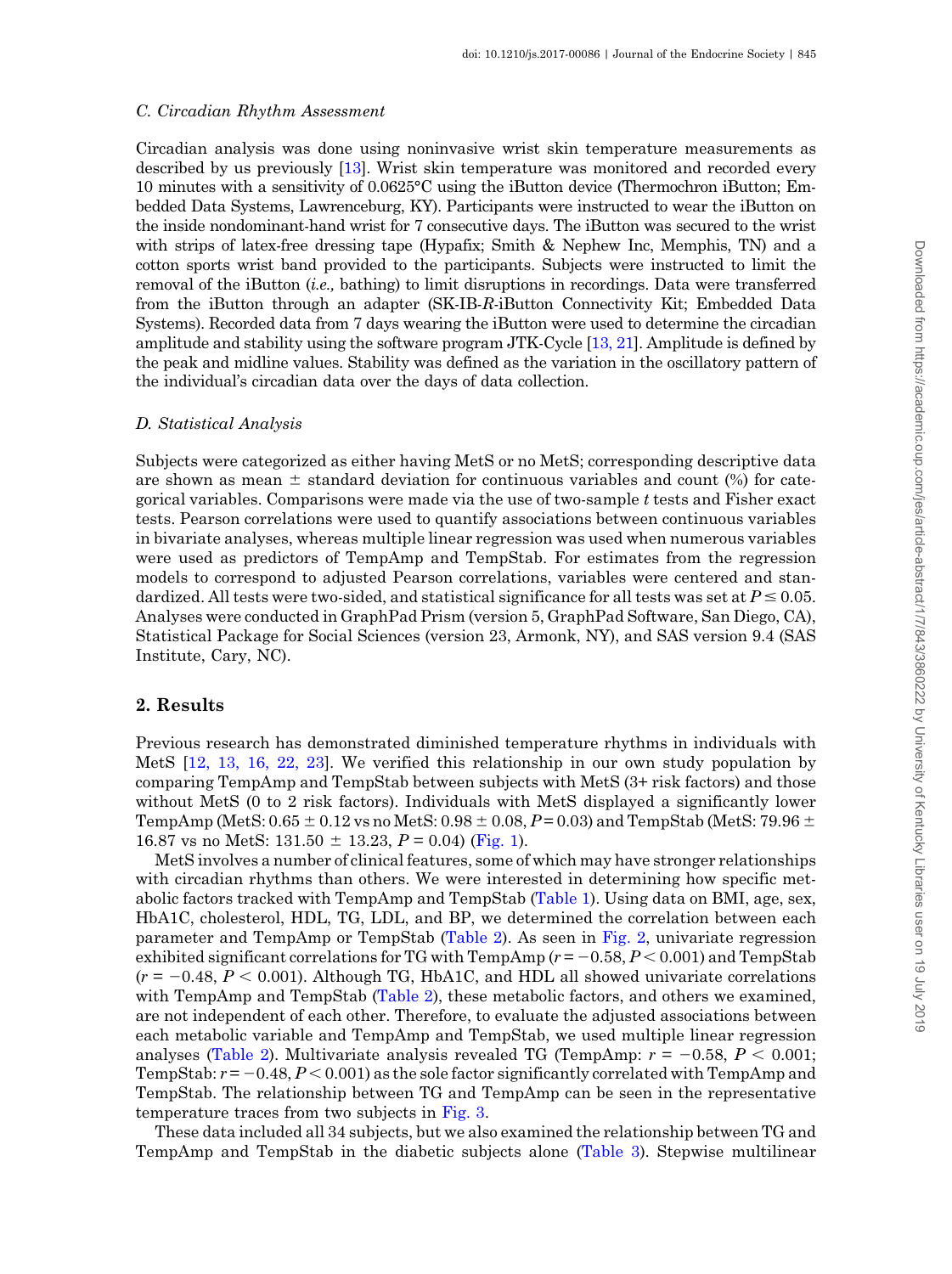### C. Circadian Rhythm Assessment

Circadian analysis was done using noninvasive wrist skin temperature measurements as described by us previously [13]. Wrist skin temperature was monitored and recorded every 10 minutes with a sensitivity of 0.0625°C using the iButton device (Thermochron iButton; Embedded Data Systems, Lawrenceburg, KY). Participants were instructed to wear the iButton on the inside nondominant-hand wrist for 7 consecutive days. The iButton was secured to the wrist with strips of latex-free dressing tape (Hypafix; Smith & Nephew Inc, Memphis, TN) and a cotton sports wrist band provided to the participants. Subjects were instructed to limit the removal of the iButton (*i.e.,* bathing) to limit disruptions in recordings. Data were transferred from the iButton through an adapter (SK-IB-*R*-iButton Connectivity Kit; Embedded Data Systems). Recorded data from 7 days wearing the iButton were used to determine the circadian amplitude and stability using the software program JTK-Cycle [13, 21]. Amplitude is defined by the peak and midline values. Stability was defined as the variation in the oscillatory pattern of the individual's circadian data over the days of data collection.

### D. Statistical Analysis

Subjects were categorized as either having MetS or no MetS; corresponding descriptive data are shown as mean ± standard deviation for continuous variables and count (%) for categorical variables. Comparisons were made via the use of two-sample *t* tests and Fisher exact tests. Pearson correlations were used to quantify associations between continuous variables in bivariate analyses, whereas multiple linear regression was used when numerous variables were used as predictors of TempAmp and TempStab. For estimates from the regression models to correspond to adjusted Pearson correlations, variables were centered and standardized. All tests were two-sided, and statistical significance for all tests was set at $P \leq 0.05$. Analyses were conducted in GraphPad Prism (version 5, GraphPad Software, San Diego, CA), Statistical Package for Social Sciences (version 23, Armonk, NY), and SAS version 9.4 (SAS Institute, Cary, NC).

## 2. Results

Previous research has demonstrated diminished temperature rhythms in individuals with MetS [12, 13, 16, 22, 23]. We verified this relationship in our own study population by comparing TempAmp and TempStab between subjects with MetS (3+ risk factors) and those without MetS (0 to 2 risk factors). Individuals with MetS displayed a significantly lower TempAmp (MetS: 0.65 ± 0.12 vs no MetS: 0.98 ± 0.08, $P = 0.03$) and TempStab (MetS: 79.96 ± 16.87 vs no MetS: 131.50 ± 13.23, $P = 0.04$) (Fig. 1).

MetS involves a number of clinical features, some of which may have stronger relationships with circadian rhythms than others. We were interested in determining how specific metabolic factors tracked with TempAmp and TempStab (Table 1). Using data on BMI, age, sex, HbA1C, cholesterol, HDL, TG, LDL, and BP, we determined the correlation between each parameter and TempAmp or TempStab (Table 2). As seen in Fig. 2, univariate regression exhibited significant correlations for TG with TempAmp ($r = -0.58$, $P < 0.001$) and TempStab ($r = -0.48$, $P < 0.001$). Although TG, HbA1C, and HDL all showed univariate correlations with TempAmp and TempStab (Table 2), these metabolic factors, and others we examined, are not independent of each other. Therefore, to evaluate the adjusted associations between each metabolic variable and TempAmp and TempStab, we used multiple linear regression analyses (Table 2). Multivariate analysis revealed TG (TempAmp: $r = -0.58$, $P < 0.001$; TempStab: $r = -0.48$, $P < 0.001$) as the sole factor significantly correlated with TempAmp and TempStab. The relationship between TG and TempAmp can be seen in the representative temperature traces from two subjects in Fig. 3.

These data included all 34 subjects, but we also examined the relationship between TG and TempAmp and TempStab in the diabetic subjects alone (Table 3). Stepwise multilinear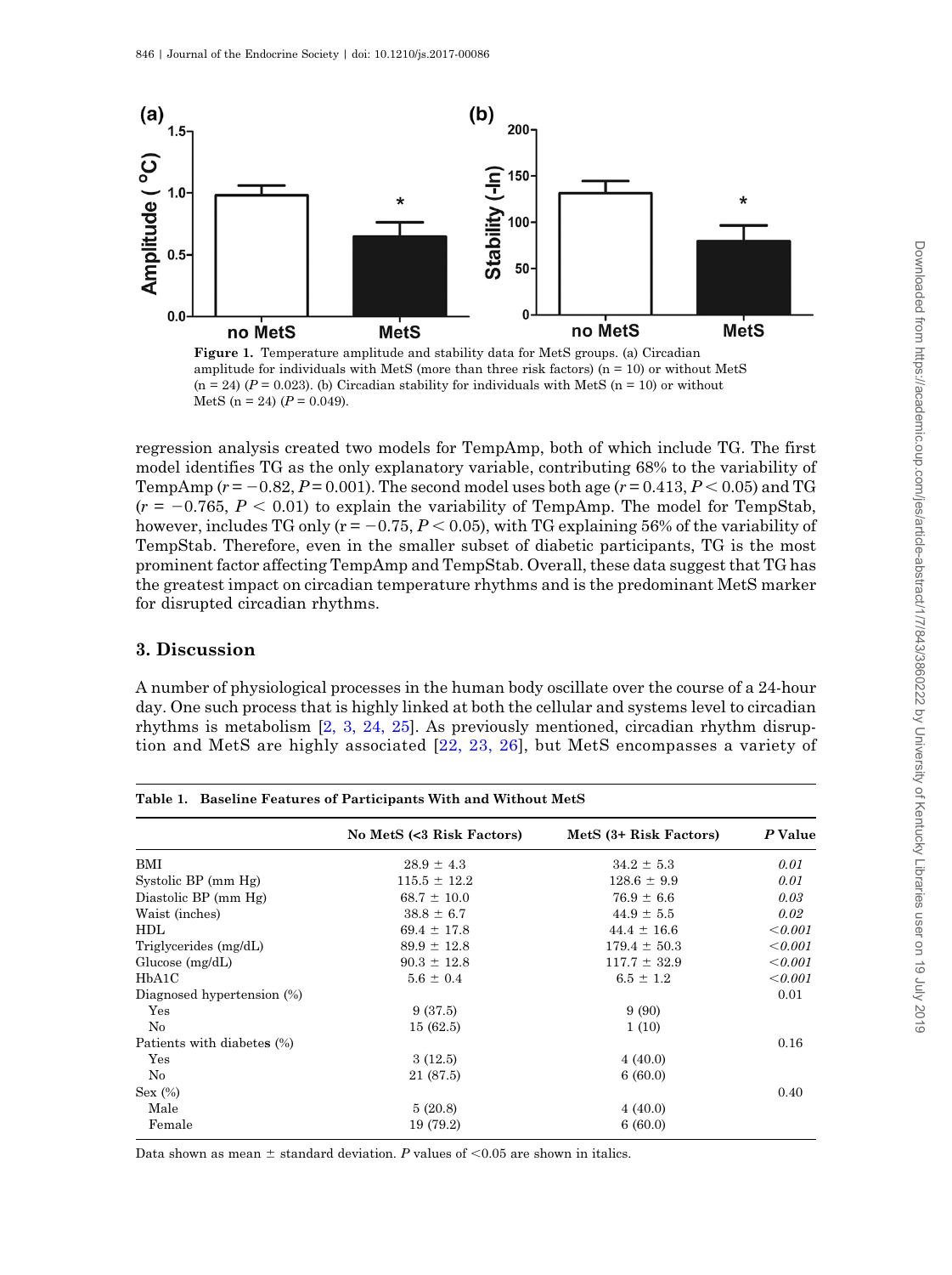Figure 1. Temperature amplitude and stability data for MetS groups. (a) Circadian amplitude for individuals with MetS (more than three risk factors) (n = 10) or without MetS (n = 24) ($P = 0.023$). (b) Circadian stability for individuals with MetS (n = 10) or without MetS (n = 24) ($P = 0.049$).

regression analysis created two models for TempAmp, both of which include TG. The first model identifies TG as the only explanatory variable, contributing 68% to the variability of TempAmp ($r = -0.82$, $P = 0.001$). The second model uses both age ($r = 0.413$, $P < 0.05$) and TG ($r = -0.765$, $P < 0.01$) to explain the variability of TempAmp. The model for TempStab, however, includes TG only ($r = -0.75$, $P < 0.05$), with TG explaining 56% of the variability of TempStab. Therefore, even in the smaller subset of diabetic participants, TG is the most prominent factor affecting TempAmp and TempStab. Overall, these data suggest that TG has the greatest impact on circadian temperature rhythms and is the predominant MetS marker for disrupted circadian rhythms.

## 3. Discussion

A number of physiological processes in the human body oscillate over the course of a 24-hour day. One such process that is highly linked at both the cellular and systems level to circadian rhythms is metabolism [2, 3, 24, 25]. As previously mentioned, circadian rhythm disruption and MetS are highly associated [22, 23, 26], but MetS encompasses a variety of

**Table 1. Baseline Features of Participants With and Without MetS**

| | No MetS (<3 Risk Factors) | MetS (3+ Risk Factors) | *P* Value |
|---|---|---|---|
| BMI | 28.9 ± 4.3 | 34.2 ± 5.3 | *0.01* |
| Systolic BP (mm Hg) | 115.5 ± 12.2 | 128.6 ± 9.9 | *0.01* |
| Diastolic BP (mm Hg) | 68.7 ± 10.0 | 76.9 ± 6.6 | *0.03* |
| Waist (inches) | 38.8 ± 6.7 | 44.9 ± 5.5 | *0.02* |
| HDL | 69.4 ± 17.8 | 44.4 ± 16.6 | *<0.001* |
| Triglycerides (mg/dL) | 89.9 ± 12.8 | 179.4 ± 50.3 | *<0.001* |
| Glucose (mg/dL) | 90.3 ± 12.8 | 117.7 ± 32.9 | *<0.001* |
| HbA1C | 5.6 ± 0.4 | 6.5 ± 1.2 | *<0.001* |
| Diagnosed hypertension (%) | | | 0.01 |
| Yes | 9 (37.5) | 9 (90) | |
| No | 15 (62.5) | 1 (10) | |
| Patients with diabetes (%) | | | 0.16 |
| Yes | 3 (12.5) | 4 (40.0) | |
| No | 21 (87.5) | 6 (60.0) | |
| Sex (%) | | | 0.40 |
| Male | 5 (20.8) | 4 (40.0) | |
| Female | 19 (79.2) | 6 (60.0) | |

Data shown as mean ± standard deviation. *P* values of <0.05 are shown in italics.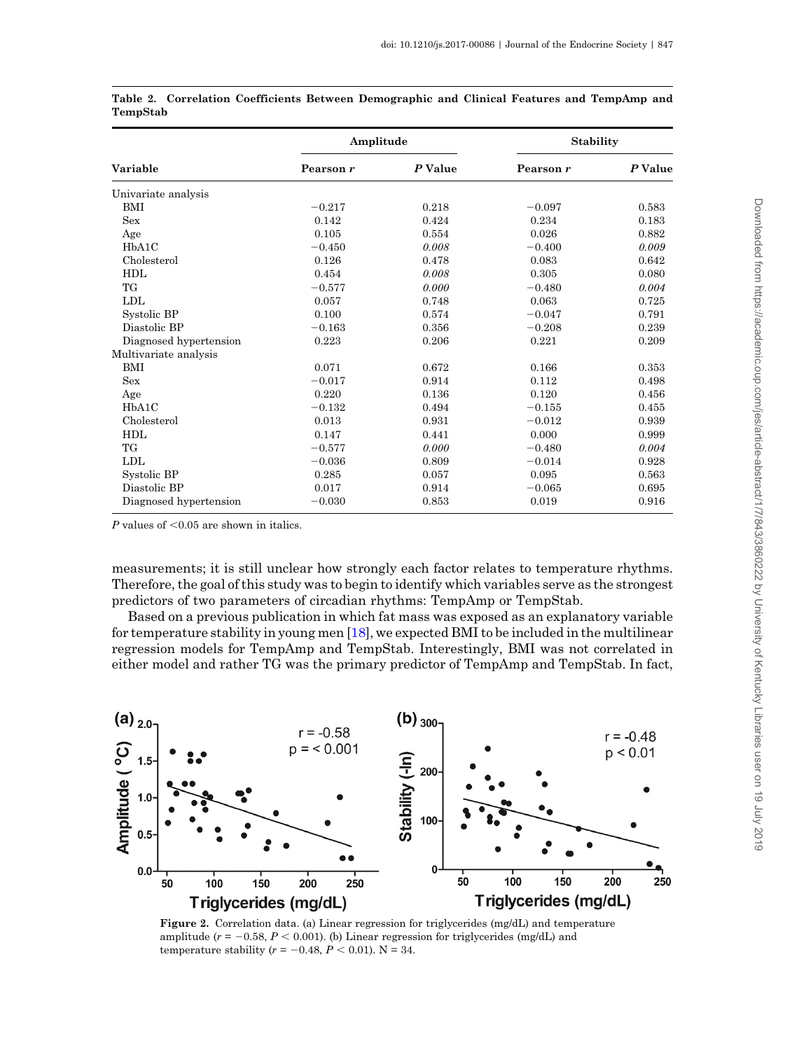**Table 2. Correlation Coefficients Between Demographic and Clinical Features and TempAmp and TempStab**

| Variable | Amplitude | | Stability | |
|---|---|---|---|---|
| | Pearson *r* | *P* Value | Pearson *r* | *P* Value |
| Univariate analysis | | | | |
| BMI | −0.217 | 0.218 | −0.097 | 0.583 |
| Sex | 0.142 | 0.424 | 0.234 | 0.183 |
| Age | 0.105 | 0.554 | 0.026 | 0.882 |
| HbA1C | −0.450 | *0.008* | −0.400 | *0.009* |
| Cholesterol | 0.126 | 0.478 | 0.083 | 0.642 |
| HDL | 0.454 | *0.008* | 0.305 | 0.080 |
| TG | −0.577 | *0.000* | −0.480 | *0.004* |
| LDL | 0.057 | 0.748 | 0.063 | 0.725 |
| Systolic BP | 0.100 | 0.574 | −0.047 | 0.791 |
| Diastolic BP | −0.163 | 0.356 | −0.208 | 0.239 |
| Diagnosed hypertension | 0.223 | 0.206 | 0.221 | 0.209 |
| Multivariate analysis | | | | |
| BMI | 0.071 | 0.672 | 0.166 | 0.353 |
| Sex | −0.017 | 0.914 | 0.112 | 0.498 |
| Age | 0.220 | 0.136 | 0.120 | 0.456 |
| HbA1C | −0.132 | 0.494 | −0.155 | 0.455 |
| Cholesterol | 0.013 | 0.931 | −0.012 | 0.939 |
| HDL | 0.147 | 0.441 | 0.000 | 0.999 |
| TG | −0.577 | *0.000* | −0.480 | *0.004* |
| LDL | −0.036 | 0.809 | −0.014 | 0.928 |
| Systolic BP | 0.285 | 0.057 | 0.095 | 0.563 |
| Diastolic BP | 0.017 | 0.914 | −0.065 | 0.695 |
| Diagnosed hypertension | −0.030 | 0.853 | 0.019 | 0.916 |

*P* values of <0.05 are shown in italics.

measurements; it is still unclear how strongly each factor relates to temperature rhythms. Therefore, the goal of this study was to begin to identify which variables serve as the strongest predictors of two parameters of circadian rhythms: TempAmp or TempStab.

Based on a previous publication in which fat mass was exposed as an explanatory variable for temperature stability in young men [18], we expected BMI to be included in the multilinear regression models for TempAmp and TempStab. Interestingly, BMI was not correlated in either model and rather TG was the primary predictor of TempAmp and TempStab. In fact,

**Figure 2.** Correlation data. (a) Linear regression for triglycerides (mg/dL) and temperature amplitude ($r = -0.58$, $P < 0.001$). (b) Linear regression for triglycerides (mg/dL) and temperature stability ($r = -0.48$, $P < 0.01$). N = 34.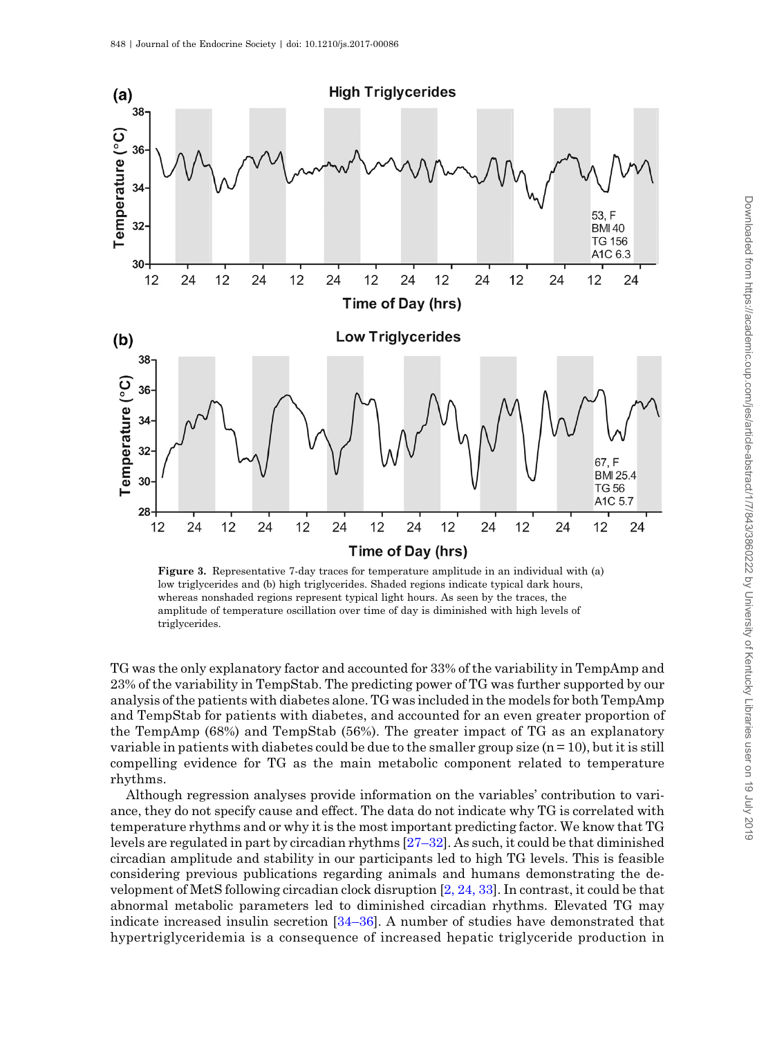**Figure 3.** Representative 7-day traces for temperature amplitude in an individual with (a) low triglycerides and (b) high triglycerides. Shaded regions indicate typical dark hours, whereas nonshaded regions represent typical light hours. As seen by the traces, the amplitude of temperature oscillation over time of day is diminished with high levels of triglycerides.

TG was the only explanatory factor and accounted for 33% of the variability in TempAmp and 23% of the variability in TempStab. The predicting power of TG was further supported by our analysis of the patients with diabetes alone. TG was included in the models for both TempAmp and TempStab for patients with diabetes, and accounted for an even greater proportion of the TempAmp (68%) and TempStab (56%). The greater impact of TG as an explanatory variable in patients with diabetes could be due to the smaller group size (n = 10), but it is still compelling evidence for TG as the main metabolic component related to temperature rhythms.

Although regression analyses provide information on the variables' contribution to variance, they do not specify cause and effect. The data do not indicate why TG is correlated with temperature rhythms and or why it is the most important predicting factor. We know that TG levels are regulated in part by circadian rhythms [27–32]. As such, it could be that diminished circadian amplitude and stability in our participants led to high TG levels. This is feasible considering previous publications regarding animals and humans demonstrating the development of MetS following circadian clock disruption [2, 24, 33]. In contrast, it could be that abnormal metabolic parameters led to diminished circadian rhythms. Elevated TG may indicate increased insulin secretion [34–36]. A number of studies have demonstrated that hypertriglyceridemia is a consequence of increased hepatic triglyceride production in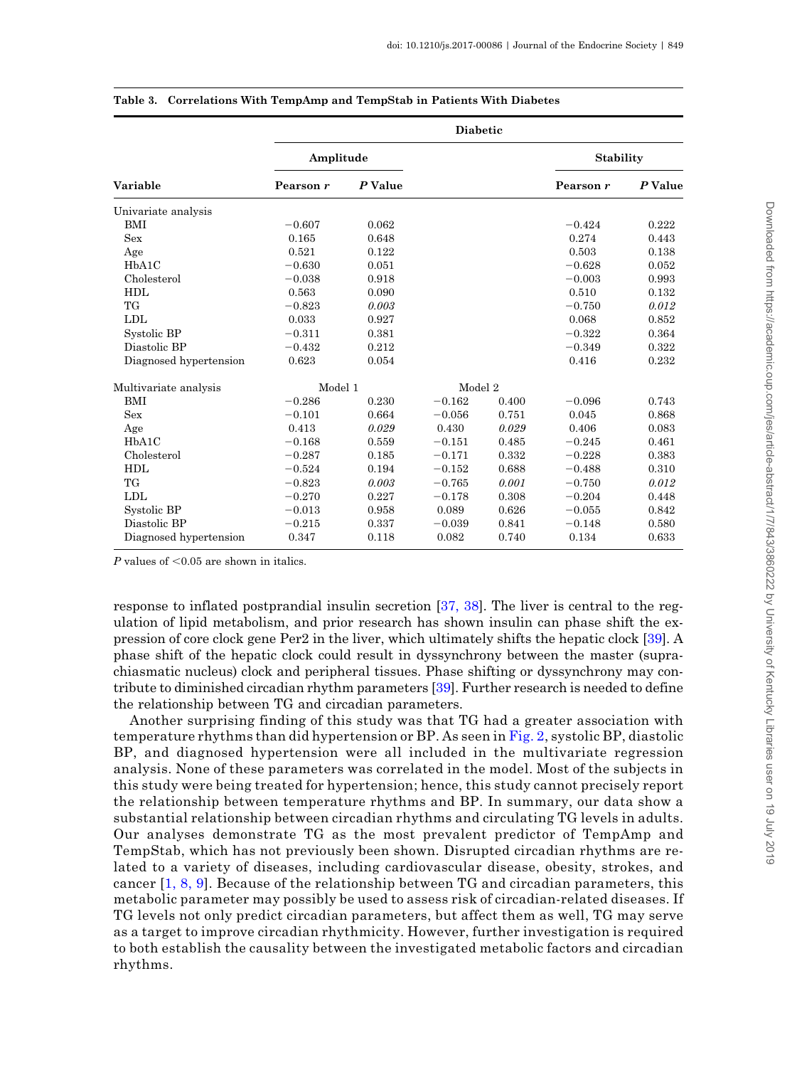**Table 3. Correlations With TempAmp and TempStab in Patients With Diabetes**

| Variable | Diabetic | | | | | |
|---|---|---|---|---|---|---|
| | Amplitude | | | | Stability | |
| | Pearson *r* | *P* Value | | | Pearson *r* | *P* Value |
| Univariate analysis | | | | | | |
| BMI | −0.607 | 0.062 | | | −0.424 | 0.222 |
| Sex | 0.165 | 0.648 | | | 0.274 | 0.443 |
| Age | 0.521 | 0.122 | | | 0.503 | 0.138 |
| HbA1C | −0.630 | 0.051 | | | −0.628 | 0.052 |
| Cholesterol | −0.038 | 0.918 | | | −0.003 | 0.993 |
| HDL | 0.563 | 0.090 | | | 0.510 | 0.132 |
| TG | −0.823 | *0.003* | | | −0.750 | *0.012* |
| LDL | 0.033 | 0.927 | | | 0.068 | 0.852 |
| Systolic BP | −0.311 | 0.381 | | | −0.322 | 0.364 |
| Diastolic BP | −0.432 | 0.212 | | | −0.349 | 0.322 |
| Diagnosed hypertension | 0.623 | 0.054 | | | 0.416 | 0.232 |
| Multivariate analysis | Model 1 | | Model 2 | | | |
| BMI | −0.286 | 0.230 | −0.162 | 0.400 | −0.096 | 0.743 |
| Sex | −0.101 | 0.664 | −0.056 | 0.751 | 0.045 | 0.868 |
| Age | 0.413 | *0.029* | 0.430 | *0.029* | 0.406 | 0.083 |
| HbA1C | −0.168 | 0.559 | −0.151 | 0.485 | −0.245 | 0.461 |
| Cholesterol | −0.287 | 0.185 | −0.171 | 0.332 | −0.228 | 0.383 |
| HDL | −0.524 | 0.194 | −0.152 | 0.688 | −0.488 | 0.310 |
| TG | −0.823 | *0.003* | −0.765 | *0.001* | −0.750 | *0.012* |
| LDL | −0.270 | 0.227 | −0.178 | 0.308 | −0.204 | 0.448 |
| Systolic BP | −0.013 | 0.958 | 0.089 | 0.626 | −0.055 | 0.842 |
| Diastolic BP | −0.215 | 0.337 | −0.039 | 0.841 | −0.148 | 0.580 |
| Diagnosed hypertension | 0.347 | 0.118 | 0.082 | 0.740 | 0.134 | 0.633 |

*P* values of <0.05 are shown in italics.

response to inflated postprandial insulin secretion [37, 38]. The liver is central to the regulation of lipid metabolism, and prior research has shown insulin can phase shift the expression of core clock gene Per2 in the liver, which ultimately shifts the hepatic clock [39]. A phase shift of the hepatic clock could result in dyssynchrony between the master (suprachiasmatic nucleus) clock and peripheral tissues. Phase shifting or dyssynchrony may contribute to diminished circadian rhythm parameters [39]. Further research is needed to define the relationship between TG and circadian parameters.

Another surprising finding of this study was that TG had a greater association with temperature rhythms than did hypertension or BP. As seen in Fig. 2, systolic BP, diastolic BP, and diagnosed hypertension were all included in the multivariate regression analysis. None of these parameters was correlated in the model. Most of the subjects in this study were being treated for hypertension; hence, this study cannot precisely report the relationship between temperature rhythms and BP. In summary, our data show a substantial relationship between circadian rhythms and circulating TG levels in adults. Our analyses demonstrate TG as the most prevalent predictor of TempAmp and TempStab, which has not previously been shown. Disrupted circadian rhythms are related to a variety of diseases, including cardiovascular disease, obesity, strokes, and cancer [1, 8, 9]. Because of the relationship between TG and circadian parameters, this metabolic parameter may possibly be used to assess risk of circadian-related diseases. If TG levels not only predict circadian parameters, but affect them as well, TG may serve as a target to improve circadian rhythmicity. However, further investigation is required to both establish the causality between the investigated metabolic factors and circadian rhythms.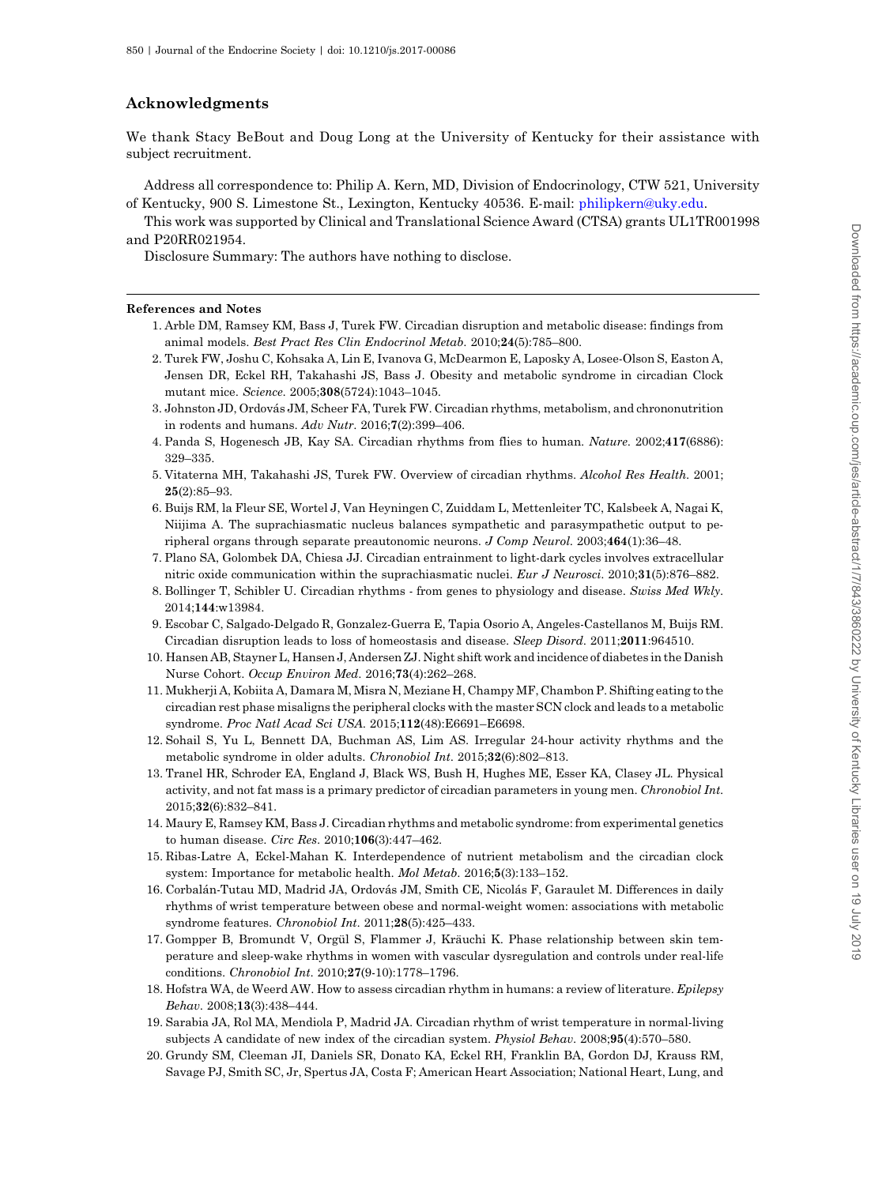## Acknowledgments

We thank Stacy BeBout and Doug Long at the University of Kentucky for their assistance with subject recruitment.

Address all correspondence to: Philip A. Kern, MD, Division of Endocrinology, CTW 521, University of Kentucky, 900 S. Limestone St., Lexington, Kentucky 40536. E-mail: philipkern@uky.edu.

This work was supported by Clinical and Translational Science Award (CTSA) grants UL1TR001998 and P20RR021954.

Disclosure Summary: The authors have nothing to disclose.

### References and Notes

1. Arble DM, Ramsey KM, Bass J, Turek FW. Circadian disruption and metabolic disease: findings from animal models. *Best Pract Res Clin Endocrinol Metab*. 2010;**24**(5):785–800.
2. Turek FW, Joshu C, Kohsaka A, Lin E, Ivanova G, McDearmon E, Laposky A, Losee-Olson S, Easton A, Jensen DR, Eckel RH, Takahashi JS, Bass J. Obesity and metabolic syndrome in circadian Clock mutant mice. *Science*. 2005;**308**(5724):1043–1045.
3. Johnston JD, Ordovás JM, Scheer FA, Turek FW. Circadian rhythms, metabolism, and chrononutrition in rodents and humans. *Adv Nutr*. 2016;**7**(2):399–406.
4. Panda S, Hogenesch JB, Kay SA. Circadian rhythms from flies to human. *Nature*. 2002;**417**(6886): 329–335.
5. Vitaterna MH, Takahashi JS, Turek FW. Overview of circadian rhythms. *Alcohol Res Health*. 2001; **25**(2):85–93.
6. Buijs RM, la Fleur SE, Wortel J, Van Heyningen C, Zuiddam L, Mettenleiter TC, Kalsbeek A, Nagai K, Niijima A. The suprachiasmatic nucleus balances sympathetic and parasympathetic output to peripheral organs through separate preautonomic neurons. *J Comp Neurol*. 2003;**464**(1):36–48.
7. Plano SA, Golombek DA, Chiesa JJ. Circadian entrainment to light-dark cycles involves extracellular nitric oxide communication within the suprachiasmatic nuclei. *Eur J Neurosci*. 2010;**31**(5):876–882.
8. Bollinger T, Schibler U. Circadian rhythms - from genes to physiology and disease. *Swiss Med Wkly*. 2014;**144**:w13984.
9. Escobar C, Salgado-Delgado R, Gonzalez-Guerra E, Tapia Osorio A, Angeles-Castellanos M, Buijs RM. Circadian disruption leads to loss of homeostasis and disease. *Sleep Disord*. 2011;**2011**:964510.
10. Hansen AB, Stayner L, Hansen J, Andersen ZJ. Night shift work and incidence of diabetes in the Danish Nurse Cohort. *Occup Environ Med*. 2016;**73**(4):262–268.
11. Mukherji A, Kobiita A, Damara M, Misra N, Meziane H, Champy MF, Chambon P. Shifting eating to the circadian rest phase misaligns the peripheral clocks with the master SCN clock and leads to a metabolic syndrome. *Proc Natl Acad Sci USA*. 2015;**112**(48):E6691–E6698.
12. Sohail S, Yu L, Bennett DA, Buchman AS, Lim AS. Irregular 24-hour activity rhythms and the metabolic syndrome in older adults. *Chronobiol Int*. 2015;**32**(6):802–813.
13. Tranel HR, Schroder EA, England J, Black WS, Bush H, Hughes ME, Esser KA, Clasey JL. Physical activity, and not fat mass is a primary predictor of circadian parameters in young men. *Chronobiol Int*. 2015;**32**(6):832–841.
14. Maury E, Ramsey KM, Bass J. Circadian rhythms and metabolic syndrome: from experimental genetics to human disease. *Circ Res*. 2010;**106**(3):447–462.
15. Ribas-Latre A, Eckel-Mahan K. Interdependence of nutrient metabolism and the circadian clock system: Importance for metabolic health. *Mol Metab*. 2016;**5**(3):133–152.
16. Corbalán-Tutau MD, Madrid JA, Ordovás JM, Smith CE, Nicolás F, Garaulet M. Differences in daily rhythms of wrist temperature between obese and normal-weight women: associations with metabolic syndrome features. *Chronobiol Int*. 2011;**28**(5):425–433.
17. Gompper B, Bromundt V, Orgül S, Flammer J, Kräuchi K. Phase relationship between skin temperature and sleep-wake rhythms in women with vascular dysregulation and controls under real-life conditions. *Chronobiol Int*. 2010;**27**(9-10):1778–1796.
18. Hofstra WA, de Weerd AW. How to assess circadian rhythm in humans: a review of literature. *Epilepsy Behav*. 2008;**13**(3):438–444.
19. Sarabia JA, Rol MA, Mendiola P, Madrid JA. Circadian rhythm of wrist temperature in normal-living subjects A candidate of new index of the circadian system. *Physiol Behav*. 2008;**95**(4):570–580.
20. Grundy SM, Cleeman JI, Daniels SR, Donato KA, Eckel RH, Franklin BA, Gordon DJ, Krauss RM, Savage PJ, Smith SC, Jr, Spertus JA, Costa F; American Heart Association; National Heart, Lung, and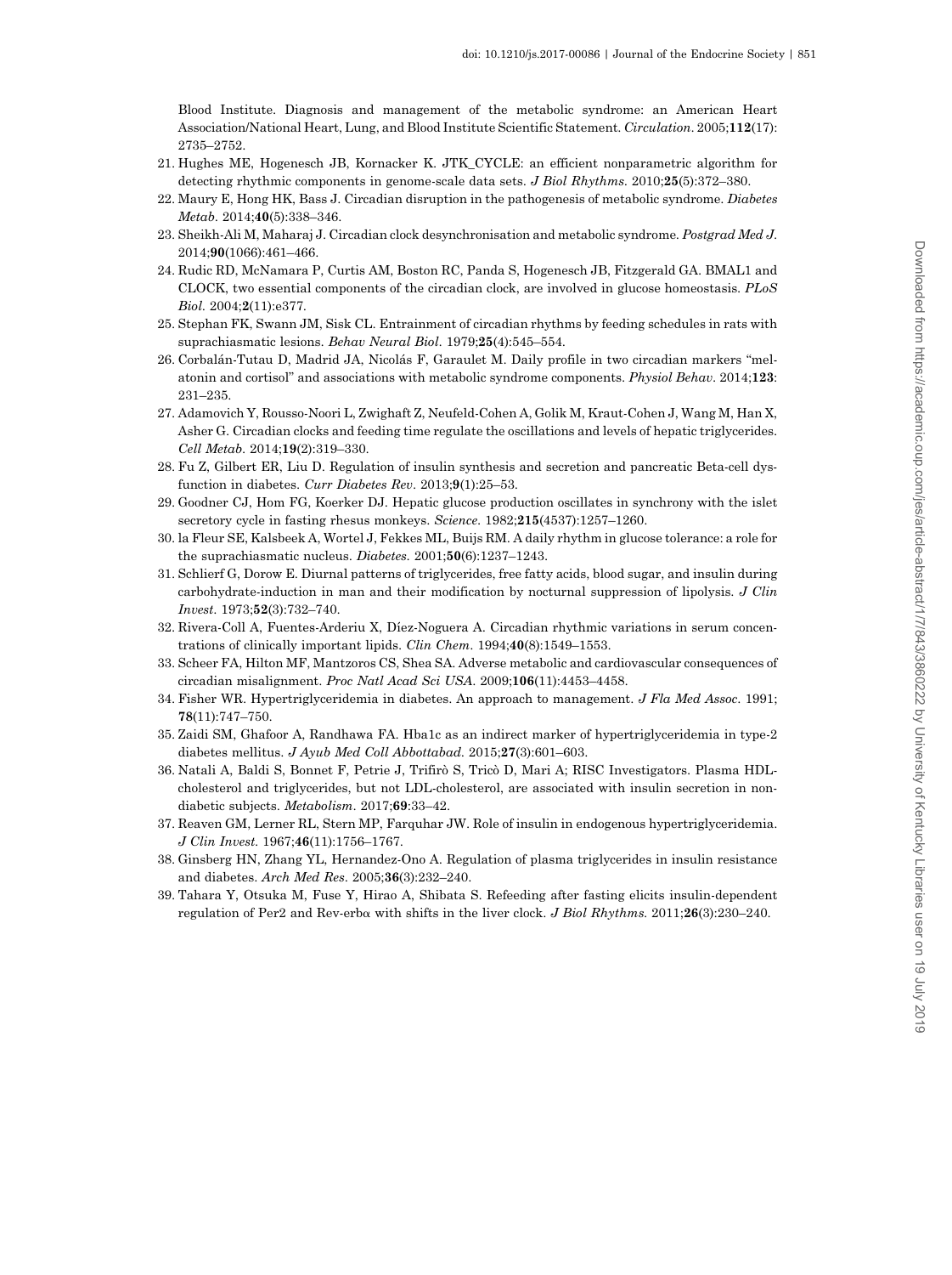Blood Institute. Diagnosis and management of the metabolic syndrome: an American Heart Association/National Heart, Lung, and Blood Institute Scientific Statement. *Circulation*. 2005;**112**(17): 2735–2752.

21. Hughes ME, Hogenesch JB, Kornacker K. JTK_CYCLE: an efficient nonparametric algorithm for detecting rhythmic components in genome-scale data sets. *J Biol Rhythms*. 2010;**25**(5):372–380.
22. Maury E, Hong HK, Bass J. Circadian disruption in the pathogenesis of metabolic syndrome. *Diabetes Metab*. 2014;**40**(5):338–346.
23. Sheikh-Ali M, Maharaj J. Circadian clock desynchronisation and metabolic syndrome. *Postgrad Med J*. 2014;**90**(1066):461–466.
24. Rudic RD, McNamara P, Curtis AM, Boston RC, Panda S, Hogenesch JB, Fitzgerald GA. BMAL1 and CLOCK, two essential components of the circadian clock, are involved in glucose homeostasis. *PLoS Biol*. 2004;**2**(11):e377.
25. Stephan FK, Swann JM, Sisk CL. Entrainment of circadian rhythms by feeding schedules in rats with suprachiasmatic lesions. *Behav Neural Biol*. 1979;**25**(4):545–554.
26. Corbalán-Tutau D, Madrid JA, Nicolás F, Garaulet M. Daily profile in two circadian markers "melatonin and cortisol" and associations with metabolic syndrome components. *Physiol Behav*. 2014;**123**: 231–235.
27. Adamovich Y, Rousso-Noori L, Zwighaft Z, Neufeld-Cohen A, Golik M, Kraut-Cohen J, Wang M, Han X, Asher G. Circadian clocks and feeding time regulate the oscillations and levels of hepatic triglycerides. *Cell Metab*. 2014;**19**(2):319–330.
28. Fu Z, Gilbert ER, Liu D. Regulation of insulin synthesis and secretion and pancreatic Beta-cell dysfunction in diabetes. *Curr Diabetes Rev*. 2013;**9**(1):25–53.
29. Goodner CJ, Hom FG, Koerker DJ. Hepatic glucose production oscillates in synchrony with the islet secretory cycle in fasting rhesus monkeys. *Science*. 1982;**215**(4537):1257–1260.
30. la Fleur SE, Kalsbeek A, Wortel J, Fekkes ML, Buijs RM. A daily rhythm in glucose tolerance: a role for the suprachiasmatic nucleus. *Diabetes*. 2001;**50**(6):1237–1243.
31. Schlierf G, Dorow E. Diurnal patterns of triglycerides, free fatty acids, blood sugar, and insulin during carbohydrate-induction in man and their modification by nocturnal suppression of lipolysis. *J Clin Invest*. 1973;**52**(3):732–740.
32. Rivera-Coll A, Fuentes-Arderiu X, Díez-Noguera A. Circadian rhythmic variations in serum concentrations of clinically important lipids. *Clin Chem*. 1994;**40**(8):1549–1553.
33. Scheer FA, Hilton MF, Mantzoros CS, Shea SA. Adverse metabolic and cardiovascular consequences of circadian misalignment. *Proc Natl Acad Sci USA*. 2009;**106**(11):4453–4458.
34. Fisher WR. Hypertriglyceridemia in diabetes. An approach to management. *J Fla Med Assoc*. 1991; **78**(11):747–750.
35. Zaidi SM, Ghafoor A, Randhawa FA. Hba1c as an indirect marker of hypertriglyceridemia in type-2 diabetes mellitus. *J Ayub Med Coll Abbottabad*. 2015;**27**(3):601–603.
36. Natali A, Baldi S, Bonnet F, Petrie J, Trifirò S, Tricò D, Mari A; RISC Investigators. Plasma HDL-cholesterol and triglycerides, but not LDL-cholesterol, are associated with insulin secretion in non-diabetic subjects. *Metabolism*. 2017;**69**:33–42.
37. Reaven GM, Lerner RL, Stern MP, Farquhar JW. Role of insulin in endogenous hypertriglyceridemia. *J Clin Invest*. 1967;**46**(11):1756–1767.
38. Ginsberg HN, Zhang YL, Hernandez-Ono A. Regulation of plasma triglycerides in insulin resistance and diabetes. *Arch Med Res*. 2005;**36**(3):232–240.
39. Tahara Y, Otsuka M, Fuse Y, Hirao A, Shibata S. Refeeding after fasting elicits insulin-dependent regulation of Per2 and Rev-erbα with shifts in the liver clock. *J Biol Rhythms*. 2011;**26**(3):230–240.